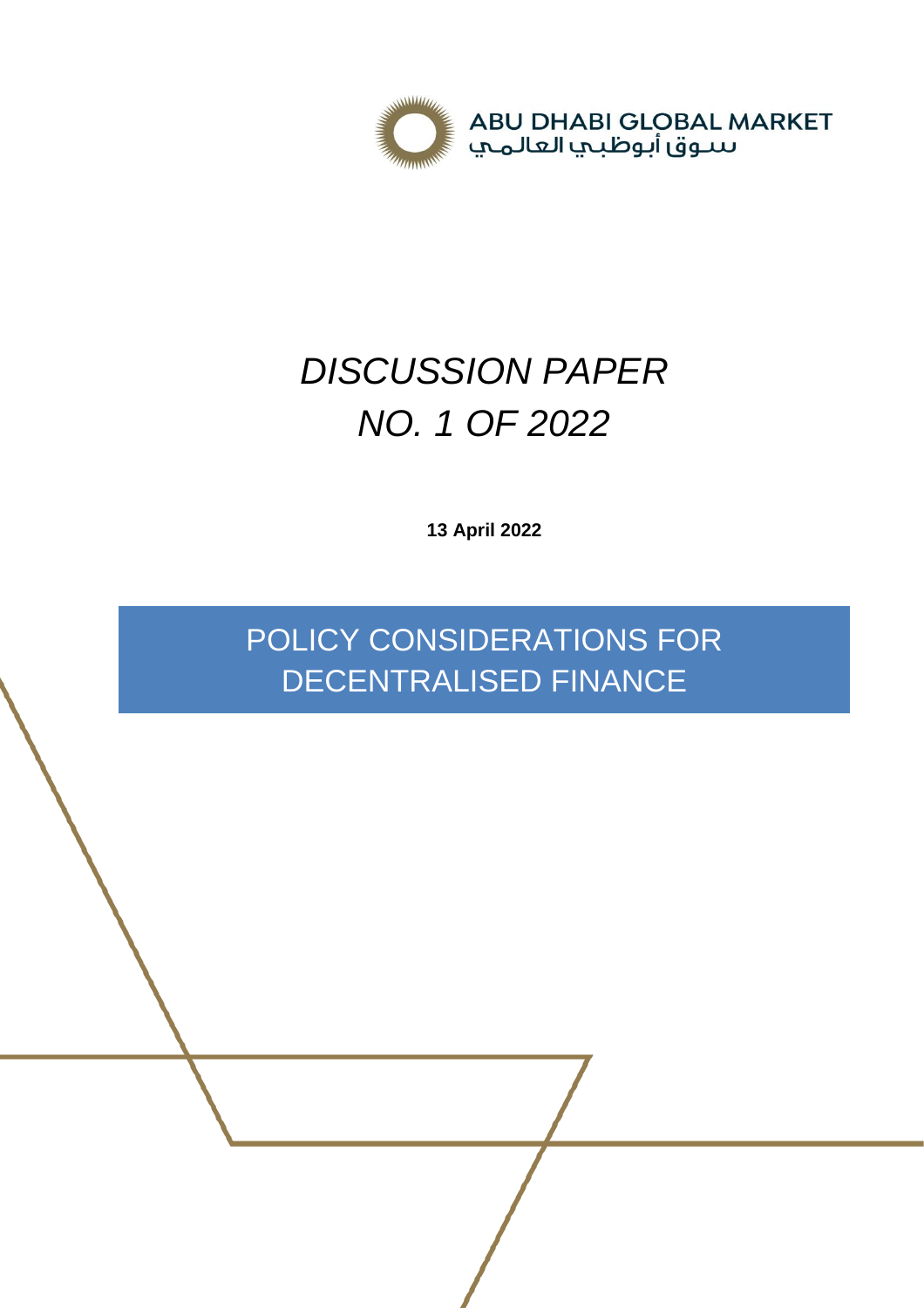ABU DHABI GLOBAL MARKET

سوق أبوظبي العالمي

# *DISCUSSION PAPER*
# *NO. 1 OF 2022*

**13 April 2022**

## POLICY CONSIDERATIONS FOR DECENTRALISED FINANCE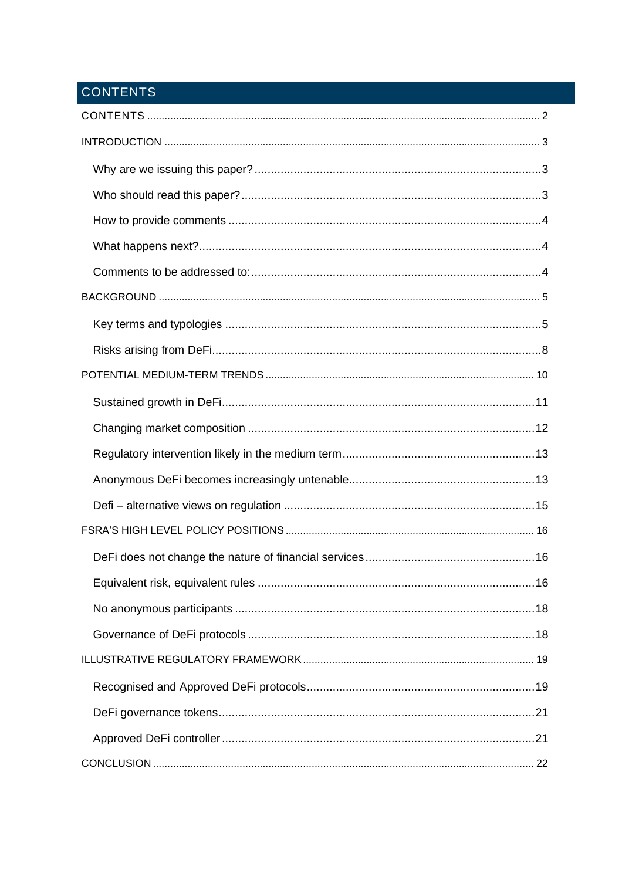# CONTENTS

CONTENTS ........................................................................................................................................ 2

INTRODUCTION ................................................................................................................................ 3

- Why are we issuing this paper? .........................................................................................3
- Who should read this paper? .............................................................................................3
- How to provide comments .................................................................................................4
- What happens next? ..........................................................................................................4
- Comments to be addressed to: ..........................................................................................4

BACKGROUND ................................................................................................................................. 5

- Key terms and typologies ..................................................................................................5
- Risks arising from DeFi .....................................................................................................8

POTENTIAL MEDIUM-TERM TRENDS ........................................................................................... 10

- Sustained growth in DeFi .................................................................................................11
- Changing market composition .........................................................................................12
- Regulatory intervention likely in the medium term ............................................................13
- Anonymous DeFi becomes increasingly untenable ..........................................................13
- Defi – alternative views on regulation ..............................................................................15

FSRA'S HIGH LEVEL POLICY POSITIONS .................................................................................... 16

- DeFi does not change the nature of financial services .....................................................16
- Equivalent risk, equivalent rules ......................................................................................16
- No anonymous participants .............................................................................................18
- Governance of DeFi protocols .........................................................................................18

ILLUSTRATIVE REGULATORY FRAMEWORK .............................................................................. 19

- Recognised and Approved DeFi protocols .......................................................................19
- DeFi governance tokens ..................................................................................................21
- Approved DeFi controller .................................................................................................21

CONCLUSION ................................................................................................................................. 22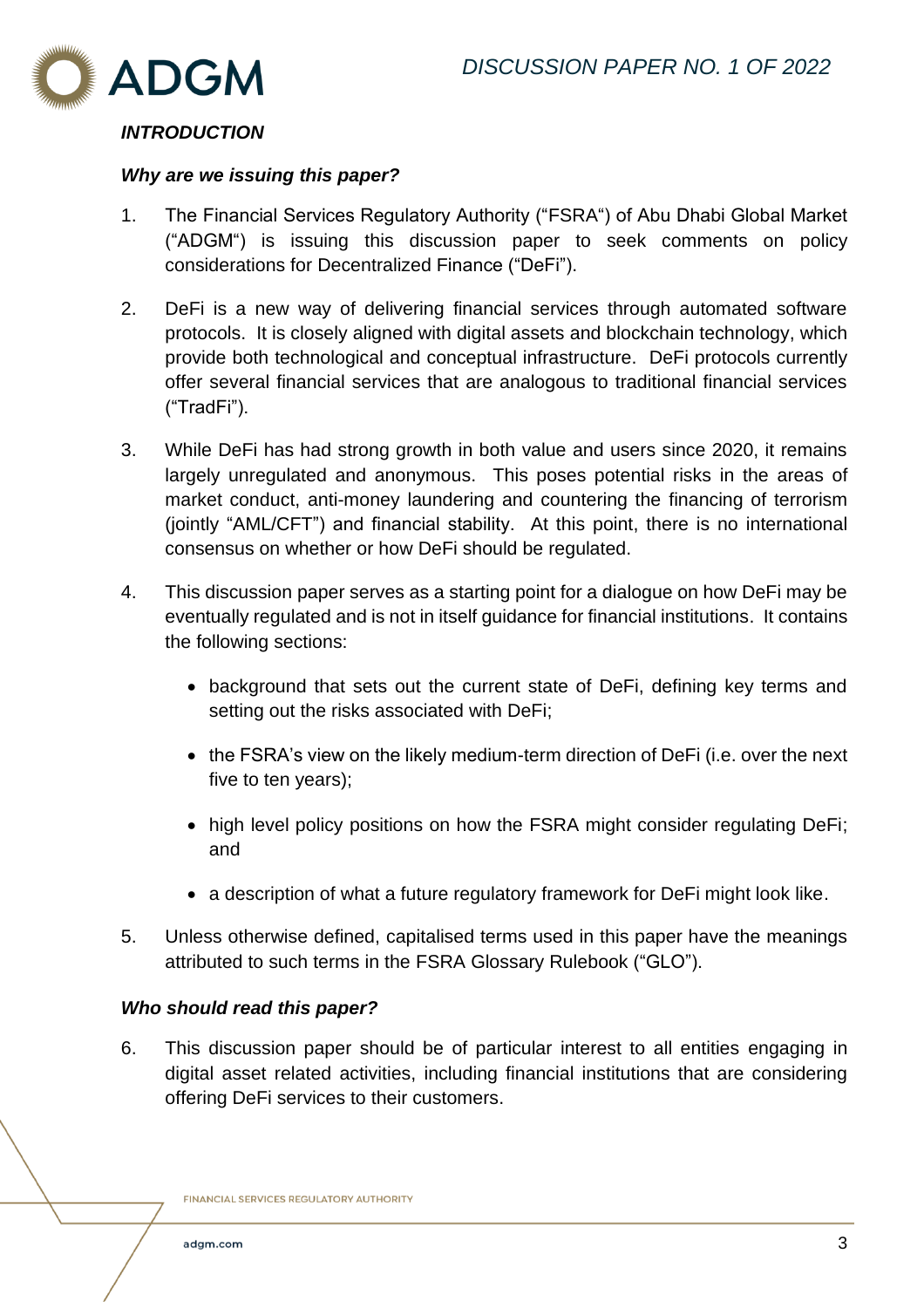***INTRODUCTION***

***Why are we issuing this paper?***

1. The Financial Services Regulatory Authority ("FSRA") of Abu Dhabi Global Market ("ADGM") is issuing this discussion paper to seek comments on policy considerations for Decentralized Finance ("DeFi").

2. DeFi is a new way of delivering financial services through automated software protocols. It is closely aligned with digital assets and blockchain technology, which provide both technological and conceptual infrastructure. DeFi protocols currently offer several financial services that are analogous to traditional financial services ("TradFi").

3. While DeFi has had strong growth in both value and users since 2020, it remains largely unregulated and anonymous. This poses potential risks in the areas of market conduct, anti-money laundering and countering the financing of terrorism (jointly "AML/CFT") and financial stability. At this point, there is no international consensus on whether or how DeFi should be regulated.

4. This discussion paper serves as a starting point for a dialogue on how DeFi may be eventually regulated and is not in itself guidance for financial institutions. It contains the following sections:

   - background that sets out the current state of DeFi, defining key terms and setting out the risks associated with DeFi;
   - the FSRA's view on the likely medium-term direction of DeFi (i.e. over the next five to ten years);
   - high level policy positions on how the FSRA might consider regulating DeFi; and
   - a description of what a future regulatory framework for DeFi might look like.

5. Unless otherwise defined, capitalised terms used in this paper have the meanings attributed to such terms in the FSRA Glossary Rulebook ("GLO").

***Who should read this paper?***

6. This discussion paper should be of particular interest to all entities engaging in digital asset related activities, including financial institutions that are considering offering DeFi services to their customers.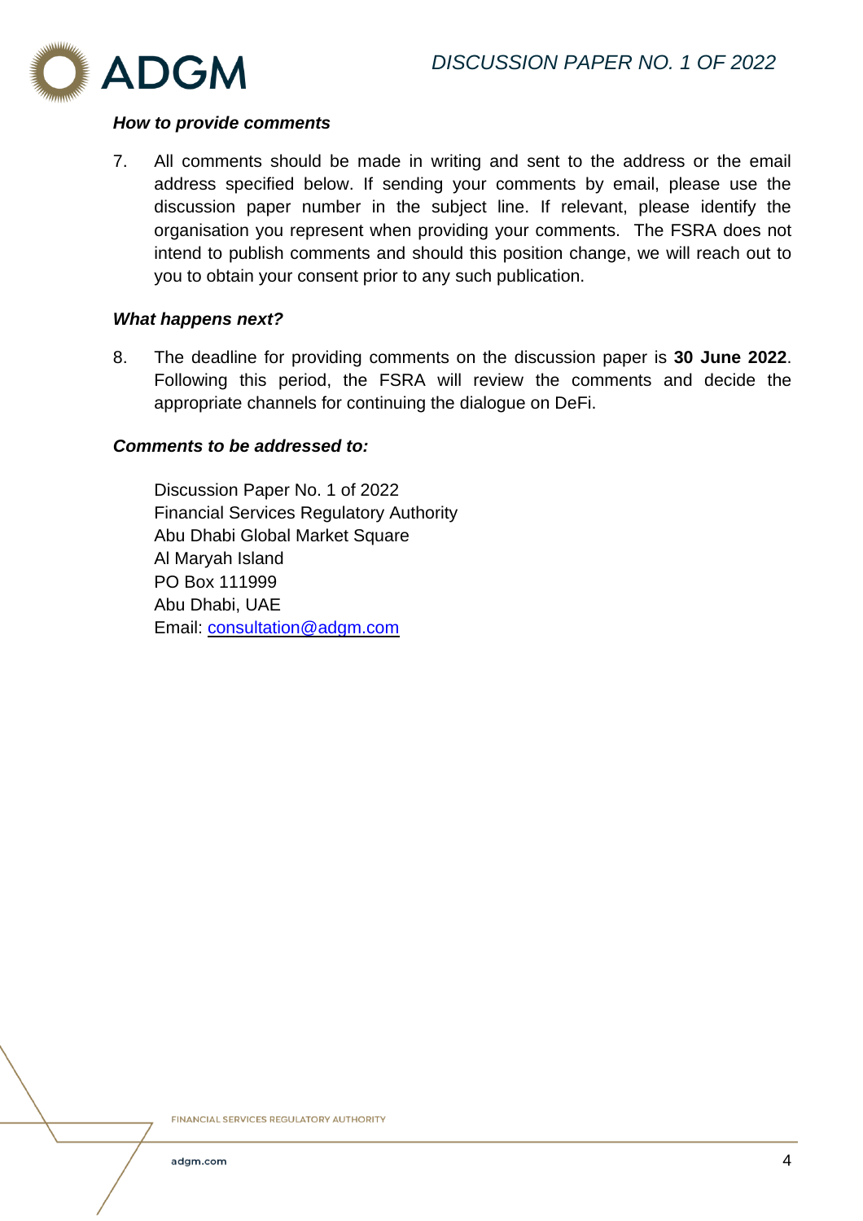***How to provide comments***

7. All comments should be made in writing and sent to the address or the email address specified below. If sending your comments by email, please use the discussion paper number in the subject line. If relevant, please identify the organisation you represent when providing your comments. The FSRA does not intend to publish comments and should this position change, we will reach out to you to obtain your consent prior to any such publication.

***What happens next?***

8. The deadline for providing comments on the discussion paper is **30 June 2022**. Following this period, the FSRA will review the comments and decide the appropriate channels for continuing the dialogue on DeFi.

***Comments to be addressed to:***

Discussion Paper No. 1 of 2022
Financial Services Regulatory Authority
Abu Dhabi Global Market Square
Al Maryah Island
PO Box 111999
Abu Dhabi, UAE
Email: consultation@adgm.com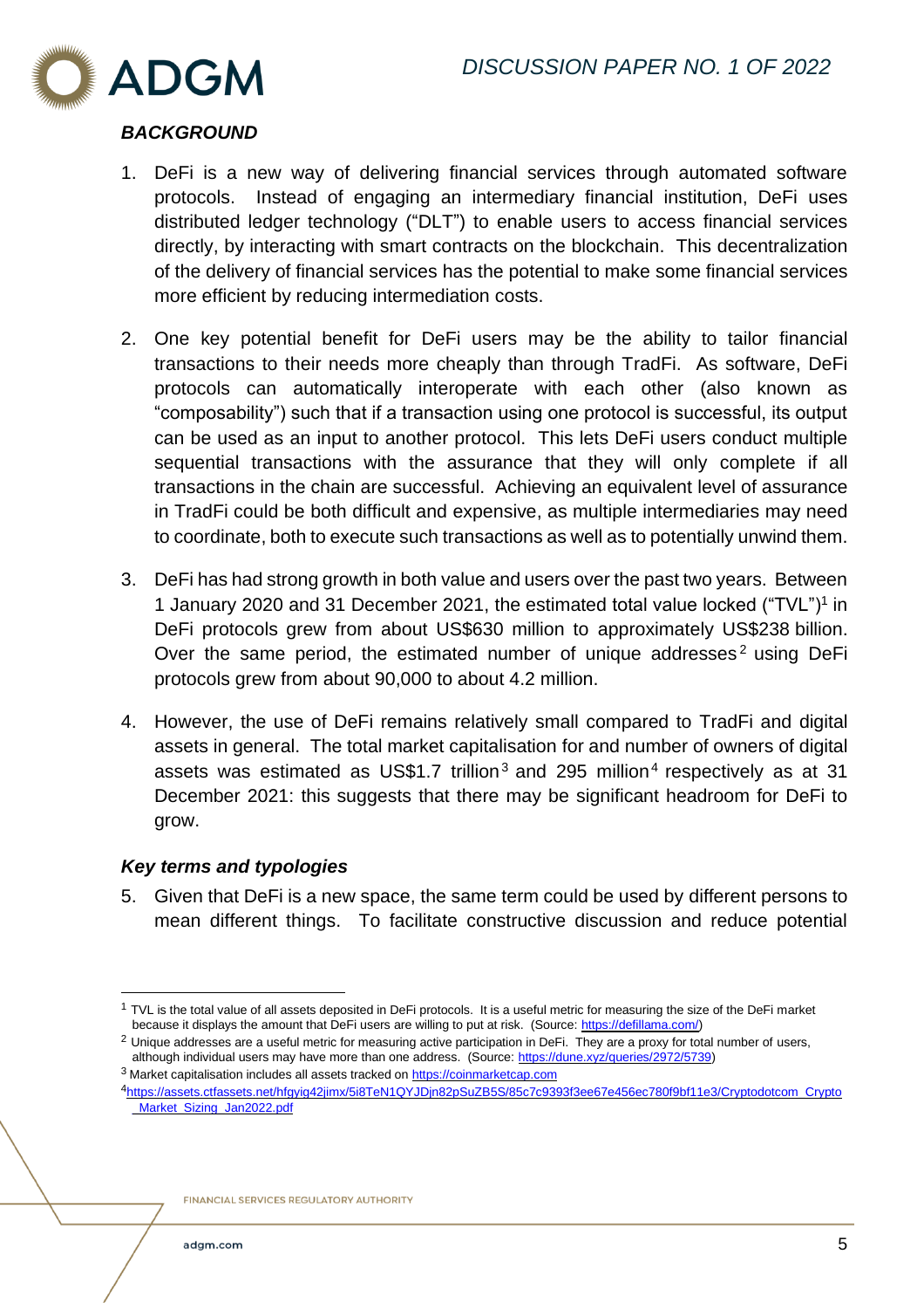### *BACKGROUND*

1. DeFi is a new way of delivering financial services through automated software protocols. Instead of engaging an intermediary financial institution, DeFi uses distributed ledger technology ("DLT") to enable users to access financial services directly, by interacting with smart contracts on the blockchain. This decentralization of the delivery of financial services has the potential to make some financial services more efficient by reducing intermediation costs.

2. One key potential benefit for DeFi users may be the ability to tailor financial transactions to their needs more cheaply than through TradFi. As software, DeFi protocols can automatically interoperate with each other (also known as "composability") such that if a transaction using one protocol is successful, its output can be used as an input to another protocol. This lets DeFi users conduct multiple sequential transactions with the assurance that they will only complete if all transactions in the chain are successful. Achieving an equivalent level of assurance in TradFi could be both difficult and expensive, as multiple intermediaries may need to coordinate, both to execute such transactions as well as to potentially unwind them.

3. DeFi has had strong growth in both value and users over the past two years. Between 1 January 2020 and 31 December 2021, the estimated total value locked ("TVL")[1] in DeFi protocols grew from about US$630 million to approximately US$238 billion. Over the same period, the estimated number of unique addresses[2] using DeFi protocols grew from about 90,000 to about 4.2 million.

4. However, the use of DeFi remains relatively small compared to TradFi and digital assets in general. The total market capitalisation for and number of owners of digital assets was estimated as US$1.7 trillion[3] and 295 million[4] respectively as at 31 December 2021: this suggests that there may be significant headroom for DeFi to grow.

### *Key terms and typologies*

5. Given that DeFi is a new space, the same term could be used by different persons to mean different things. To facilitate constructive discussion and reduce potential

---

[1] TVL is the total value of all assets deposited in DeFi protocols. It is a useful metric for measuring the size of the DeFi market because it displays the amount that DeFi users are willing to put at risk. (Source: https://defillama.com/)

[2] Unique addresses are a useful metric for measuring active participation in DeFi. They are a proxy for total number of users, although individual users may have more than one address. (Source: https://dune.xyz/queries/2972/5739)

[3] Market capitalisation includes all assets tracked on https://coinmarketcap.com

[4] https://assets.ctfassets.net/hfgyig42jimx/5i8TeN1QYJDjn82pSuZB5S/85c7c9393f3ee67e456ec780f9bf11e3/Cryptodotcom_Crypto_Market_Sizing_Jan2022.pdf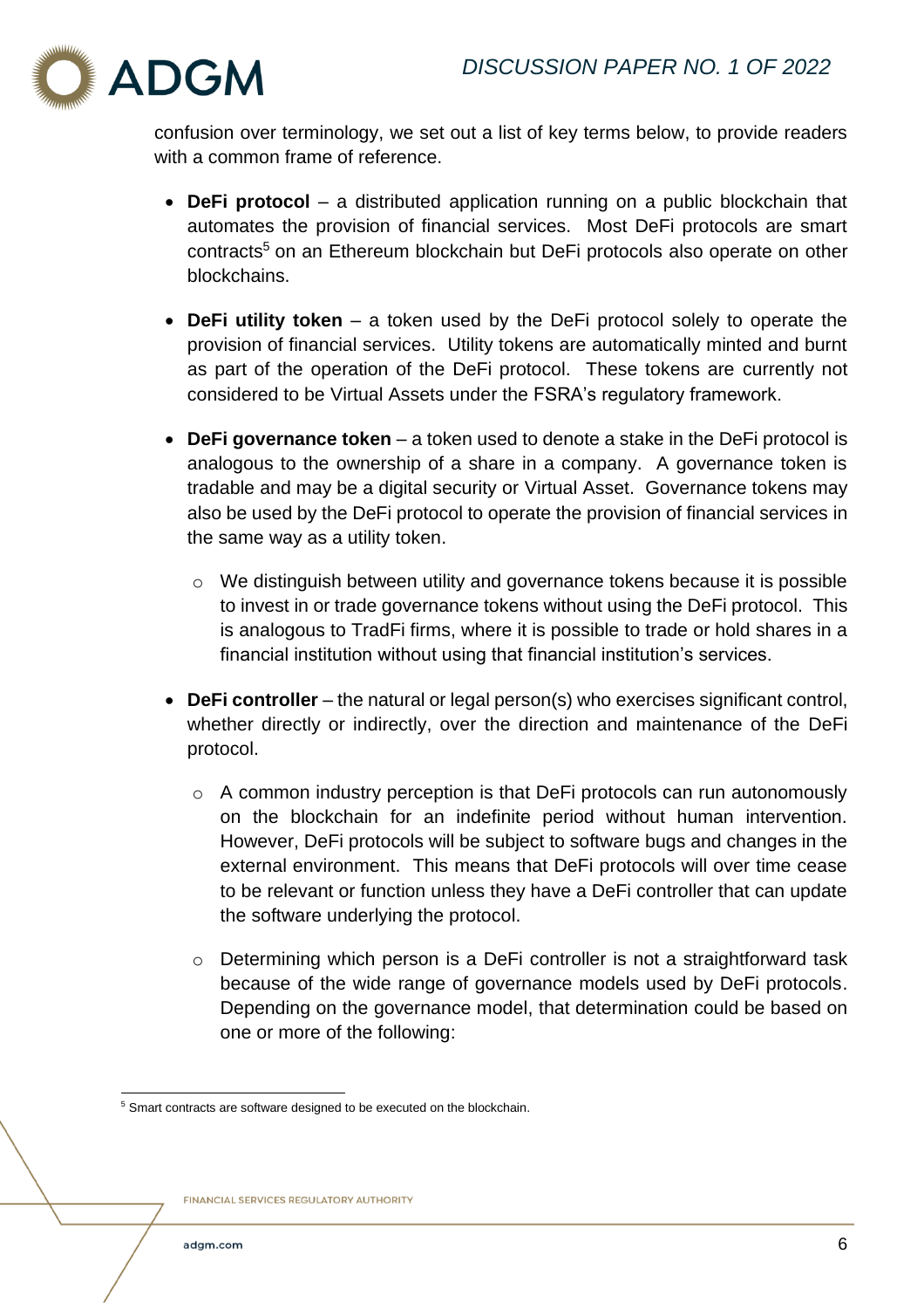confusion over terminology, we set out a list of key terms below, to provide readers with a common frame of reference.

- **DeFi protocol** – a distributed application running on a public blockchain that automates the provision of financial services. Most DeFi protocols are smart contracts[5] on an Ethereum blockchain but DeFi protocols also operate on other blockchains.
- **DeFi utility token** – a token used by the DeFi protocol solely to operate the provision of financial services. Utility tokens are automatically minted and burnt as part of the operation of the DeFi protocol. These tokens are currently not considered to be Virtual Assets under the FSRA's regulatory framework.
- **DeFi governance token** – a token used to denote a stake in the DeFi protocol is analogous to the ownership of a share in a company. A governance token is tradable and may be a digital security or Virtual Asset. Governance tokens may also be used by the DeFi protocol to operate the provision of financial services in the same way as a utility token.
  - We distinguish between utility and governance tokens because it is possible to invest in or trade governance tokens without using the DeFi protocol. This is analogous to TradFi firms, where it is possible to trade or hold shares in a financial institution without using that financial institution's services.
- **DeFi controller** – the natural or legal person(s) who exercises significant control, whether directly or indirectly, over the direction and maintenance of the DeFi protocol.
  - A common industry perception is that DeFi protocols can run autonomously on the blockchain for an indefinite period without human intervention. However, DeFi protocols will be subject to software bugs and changes in the external environment. This means that DeFi protocols will over time cease to be relevant or function unless they have a DeFi controller that can update the software underlying the protocol.
  - Determining which person is a DeFi controller is not a straightforward task because of the wide range of governance models used by DeFi protocols. Depending on the governance model, that determination could be based on one or more of the following:

[5] Smart contracts are software designed to be executed on the blockchain.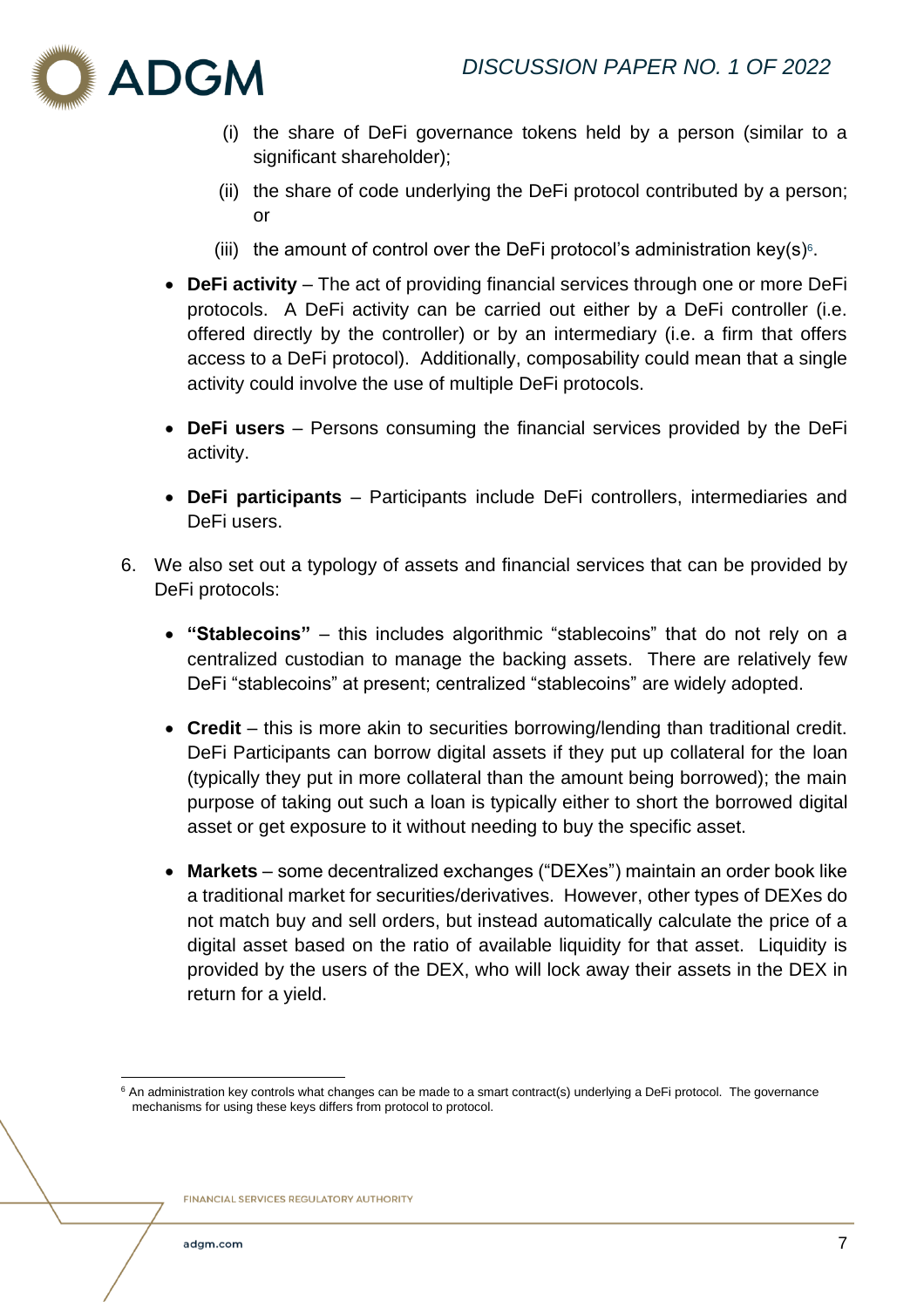(i) the share of DeFi governance tokens held by a person (similar to a significant shareholder);

(ii) the share of code underlying the DeFi protocol contributed by a person; or

(iii) the amount of control over the DeFi protocol's administration key(s)[6].

- **DeFi activity** – The act of providing financial services through one or more DeFi protocols. A DeFi activity can be carried out either by a DeFi controller (i.e. offered directly by the controller) or by an intermediary (i.e. a firm that offers access to a DeFi protocol). Additionally, composability could mean that a single activity could involve the use of multiple DeFi protocols.

- **DeFi users** – Persons consuming the financial services provided by the DeFi activity.

- **DeFi participants** – Participants include DeFi controllers, intermediaries and DeFi users.

6. We also set out a typology of assets and financial services that can be provided by DeFi protocols:

   - **"Stablecoins"** – this includes algorithmic "stablecoins" that do not rely on a centralized custodian to manage the backing assets. There are relatively few DeFi "stablecoins" at present; centralized "stablecoins" are widely adopted.

   - **Credit** – this is more akin to securities borrowing/lending than traditional credit. DeFi Participants can borrow digital assets if they put up collateral for the loan (typically they put in more collateral than the amount being borrowed); the main purpose of taking out such a loan is typically either to short the borrowed digital asset or get exposure to it without needing to buy the specific asset.

   - **Markets** – some decentralized exchanges ("DEXes") maintain an order book like a traditional market for securities/derivatives. However, other types of DEXes do not match buy and sell orders, but instead automatically calculate the price of a digital asset based on the ratio of available liquidity for that asset. Liquidity is provided by the users of the DEX, who will lock away their assets in the DEX in return for a yield.

---

[6] An administration key controls what changes can be made to a smart contract(s) underlying a DeFi protocol. The governance mechanisms for using these keys differs from protocol to protocol.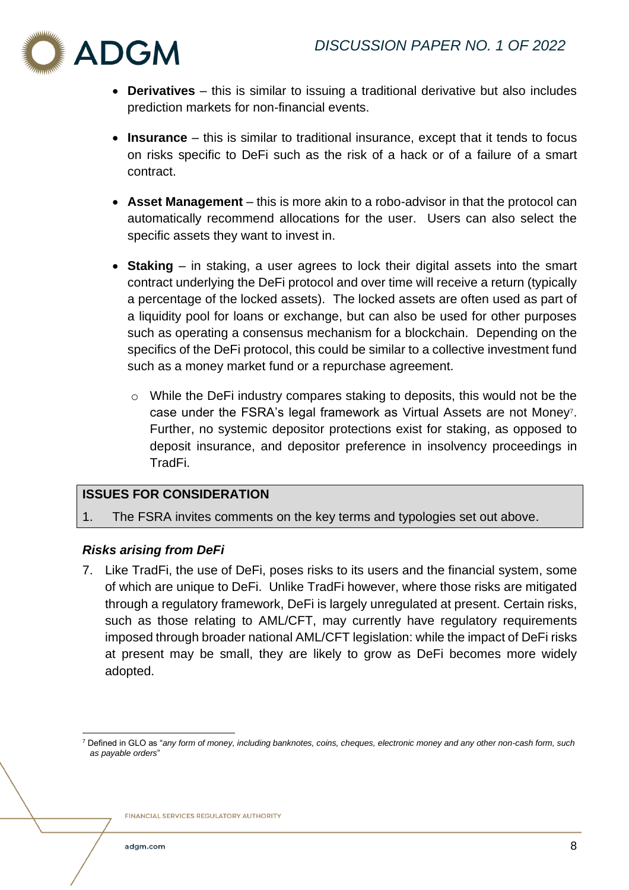- **Derivatives** – this is similar to issuing a traditional derivative but also includes prediction markets for non-financial events.

- **Insurance** – this is similar to traditional insurance, except that it tends to focus on risks specific to DeFi such as the risk of a hack or of a failure of a smart contract.

- **Asset Management** – this is more akin to a robo-advisor in that the protocol can automatically recommend allocations for the user. Users can also select the specific assets they want to invest in.

- **Staking** – in staking, a user agrees to lock their digital assets into the smart contract underlying the DeFi protocol and over time will receive a return (typically a percentage of the locked assets). The locked assets are often used as part of a liquidity pool for loans or exchange, but can also be used for other purposes such as operating a consensus mechanism for a blockchain. Depending on the specifics of the DeFi protocol, this could be similar to a collective investment fund such as a money market fund or a repurchase agreement.

  - While the DeFi industry compares staking to deposits, this would not be the case under the FSRA's legal framework as Virtual Assets are not Money[7]. Further, no systemic depositor protections exist for staking, as opposed to deposit insurance, and depositor preference in insolvency proceedings in TradFi.

| ISSUES FOR CONSIDERATION |
|---|
| 1. The FSRA invites comments on the key terms and typologies set out above. |

***Risks arising from DeFi***

7. Like TradFi, the use of DeFi, poses risks to its users and the financial system, some of which are unique to DeFi. Unlike TradFi however, where those risks are mitigated through a regulatory framework, DeFi is largely unregulated at present. Certain risks, such as those relating to AML/CFT, may currently have regulatory requirements imposed through broader national AML/CFT legislation: while the impact of DeFi risks at present may be small, they are likely to grow as DeFi becomes more widely adopted.

[7] Defined in GLO as "*any form of money, including banknotes, coins, cheques, electronic money and any other non-cash form, such as payable orders*"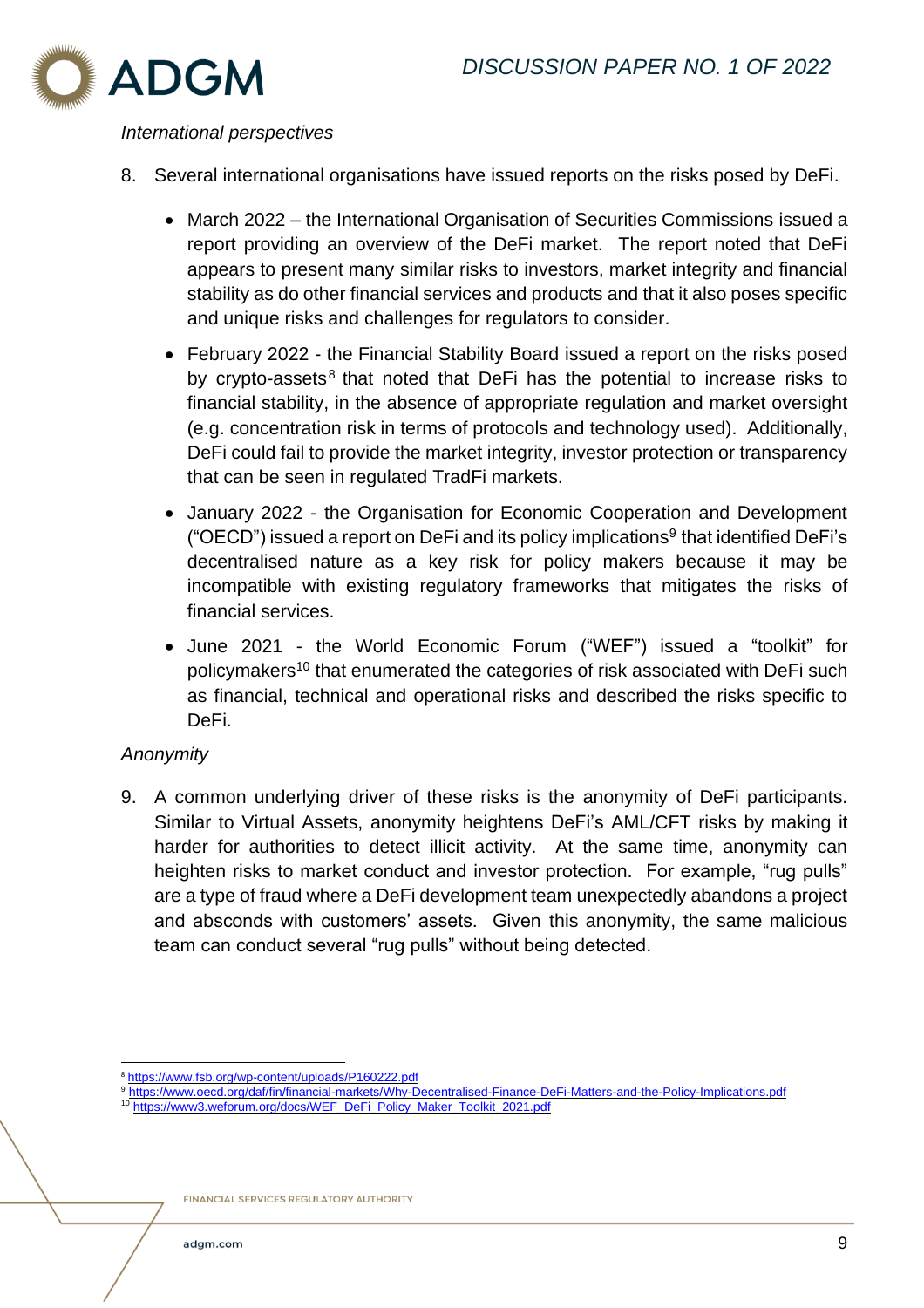*International perspectives*

8. Several international organisations have issued reports on the risks posed by DeFi.

    - March 2022 – the International Organisation of Securities Commissions issued a report providing an overview of the DeFi market. The report noted that DeFi appears to present many similar risks to investors, market integrity and financial stability as do other financial services and products and that it also poses specific and unique risks and challenges for regulators to consider.
    - February 2022 - the Financial Stability Board issued a report on the risks posed by crypto-assets[8] that noted that DeFi has the potential to increase risks to financial stability, in the absence of appropriate regulation and market oversight (e.g. concentration risk in terms of protocols and technology used). Additionally, DeFi could fail to provide the market integrity, investor protection or transparency that can be seen in regulated TradFi markets.
    - January 2022 - the Organisation for Economic Cooperation and Development ("OECD") issued a report on DeFi and its policy implications[9] that identified DeFi's decentralised nature as a key risk for policy makers because it may be incompatible with existing regulatory frameworks that mitigates the risks of financial services.
    - June 2021 - the World Economic Forum ("WEF") issued a "toolkit" for policymakers[10] that enumerated the categories of risk associated with DeFi such as financial, technical and operational risks and described the risks specific to DeFi.

*Anonymity*

9. A common underlying driver of these risks is the anonymity of DeFi participants. Similar to Virtual Assets, anonymity heightens DeFi's AML/CFT risks by making it harder for authorities to detect illicit activity. At the same time, anonymity can heighten risks to market conduct and investor protection. For example, "rug pulls" are a type of fraud where a DeFi development team unexpectedly abandons a project and absconds with customers' assets. Given this anonymity, the same malicious team can conduct several "rug pulls" without being detected.

---

[8] https://www.fsb.org/wp-content/uploads/P160222.pdf

[9] https://www.oecd.org/daf/fin/financial-markets/Why-Decentralised-Finance-DeFi-Matters-and-the-Policy-Implications.pdf

[10] https://www3.weforum.org/docs/WEF_DeFi_Policy_Maker_Toolkit_2021.pdf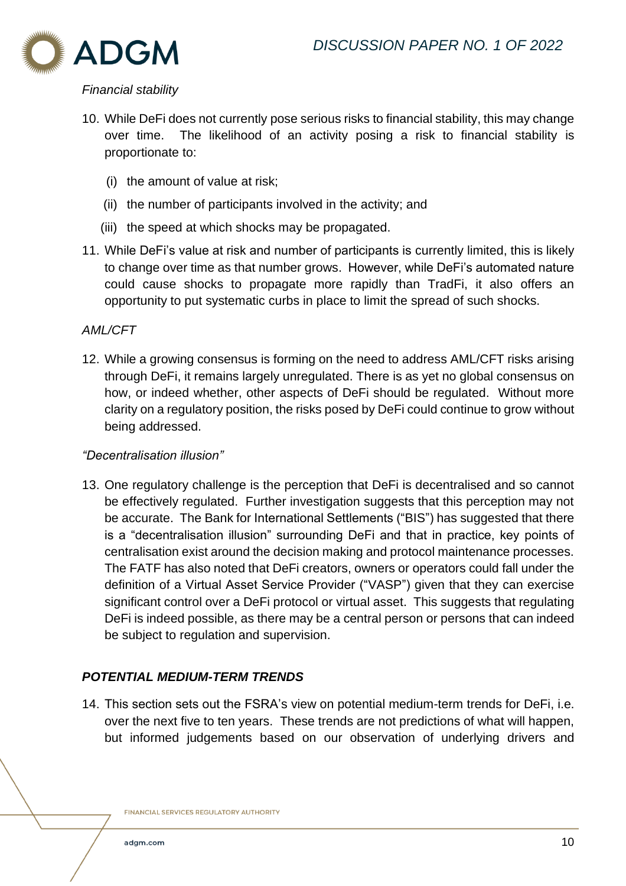*Financial stability*

10. While DeFi does not currently pose serious risks to financial stability, this may change over time. The likelihood of an activity posing a risk to financial stability is proportionate to:

    (i) the amount of value at risk;

    (ii) the number of participants involved in the activity; and

    (iii) the speed at which shocks may be propagated.

11. While DeFi's value at risk and number of participants is currently limited, this is likely to change over time as that number grows. However, while DeFi's automated nature could cause shocks to propagate more rapidly than TradFi, it also offers an opportunity to put systematic curbs in place to limit the spread of such shocks.

*AML/CFT*

12. While a growing consensus is forming on the need to address AML/CFT risks arising through DeFi, it remains largely unregulated. There is as yet no global consensus on how, or indeed whether, other aspects of DeFi should be regulated. Without more clarity on a regulatory position, the risks posed by DeFi could continue to grow without being addressed.

*"Decentralisation illusion"*

13. One regulatory challenge is the perception that DeFi is decentralised and so cannot be effectively regulated. Further investigation suggests that this perception may not be accurate. The Bank for International Settlements ("BIS") has suggested that there is a "decentralisation illusion" surrounding DeFi and that in practice, key points of centralisation exist around the decision making and protocol maintenance processes. The FATF has also noted that DeFi creators, owners or operators could fall under the definition of a Virtual Asset Service Provider ("VASP") given that they can exercise significant control over a DeFi protocol or virtual asset. This suggests that regulating DeFi is indeed possible, as there may be a central person or persons that can indeed be subject to regulation and supervision.

### *POTENTIAL MEDIUM-TERM TRENDS*

14. This section sets out the FSRA's view on potential medium-term trends for DeFi, i.e. over the next five to ten years. These trends are not predictions of what will happen, but informed judgements based on our observation of underlying drivers and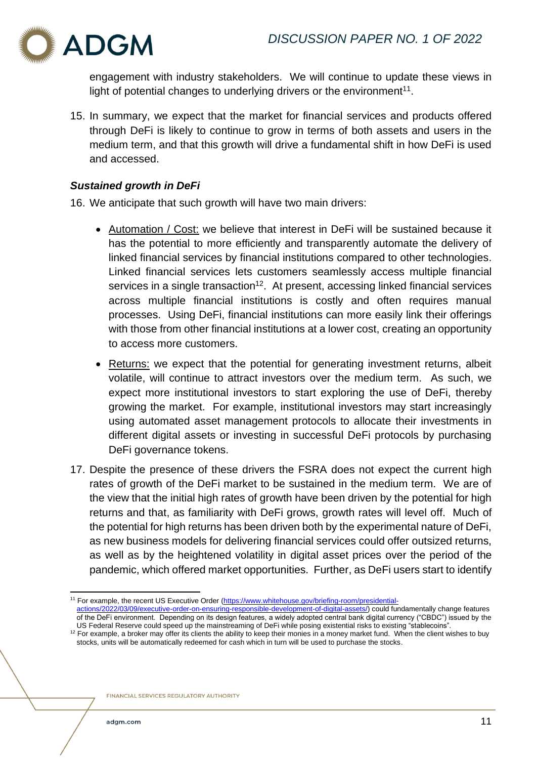engagement with industry stakeholders. We will continue to update these views in light of potential changes to underlying drivers or the environment[11].

15. In summary, we expect that the market for financial services and products offered through DeFi is likely to continue to grow in terms of both assets and users in the medium term, and that this growth will drive a fundamental shift in how DeFi is used and accessed.

### *Sustained growth in DeFi*

16. We anticipate that such growth will have two main drivers:

    - Automation / Cost: we believe that interest in DeFi will be sustained because it has the potential to more efficiently and transparently automate the delivery of linked financial services by financial institutions compared to other technologies. Linked financial services lets customers seamlessly access multiple financial services in a single transaction[12]. At present, accessing linked financial services across multiple financial institutions is costly and often requires manual processes. Using DeFi, financial institutions can more easily link their offerings with those from other financial institutions at a lower cost, creating an opportunity to access more customers.

    - Returns: we expect that the potential for generating investment returns, albeit volatile, will continue to attract investors over the medium term. As such, we expect more institutional investors to start exploring the use of DeFi, thereby growing the market. For example, institutional investors may start increasingly using automated asset management protocols to allocate their investments in different digital assets or investing in successful DeFi protocols by purchasing DeFi governance tokens.

17. Despite the presence of these drivers the FSRA does not expect the current high rates of growth of the DeFi market to be sustained in the medium term. We are of the view that the initial high rates of growth have been driven by the potential for high returns and that, as familiarity with DeFi grows, growth rates will level off. Much of the potential for high returns has been driven both by the experimental nature of DeFi, as new business models for delivering financial services could offer outsized returns, as well as by the heightened volatility in digital asset prices over the period of the pandemic, which offered market opportunities. Further, as DeFi users start to identify

---

[11] For example, the recent US Executive Order (https://www.whitehouse.gov/briefing-room/presidential-actions/2022/03/09/executive-order-on-ensuring-responsible-development-of-digital-assets/) could fundamentally change features of the DeFi environment. Depending on its design features, a widely adopted central bank digital currency ("CBDC") issued by the US Federal Reserve could speed up the mainstreaming of DeFi while posing existential risks to existing "stablecoins".

[12] For example, a broker may offer its clients the ability to keep their monies in a money market fund. When the client wishes to buy stocks, units will be automatically redeemed for cash which in turn will be used to purchase the stocks.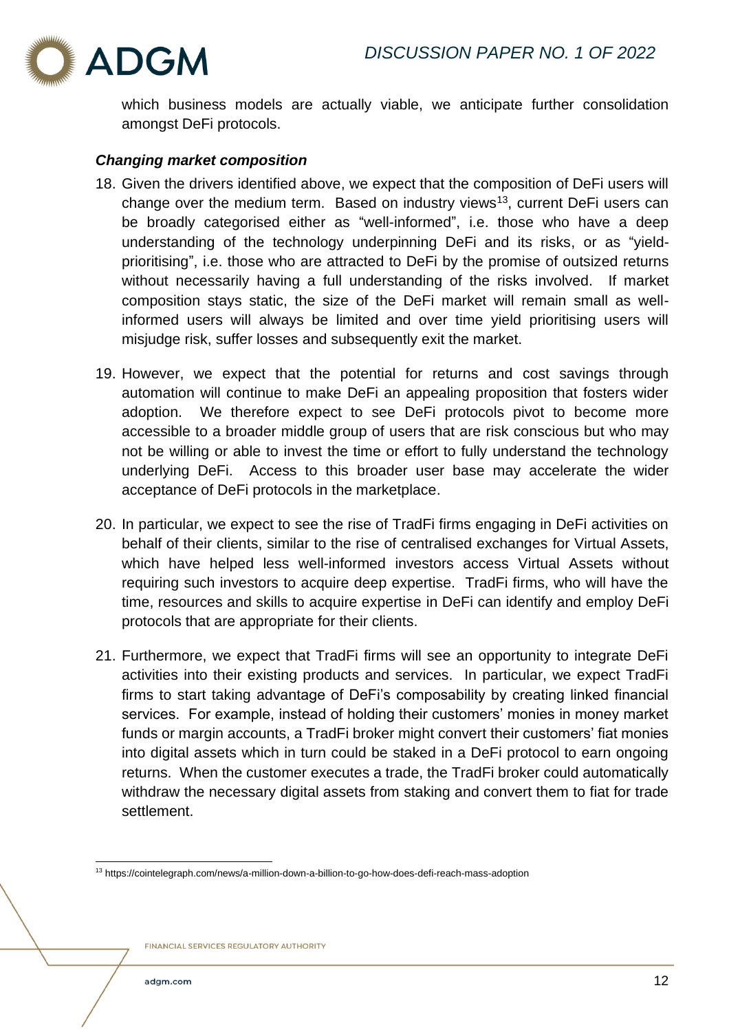which business models are actually viable, we anticipate further consolidation amongst DeFi protocols.

***Changing market composition***

18. Given the drivers identified above, we expect that the composition of DeFi users will change over the medium term. Based on industry views[13], current DeFi users can be broadly categorised either as "well-informed", i.e. those who have a deep understanding of the technology underpinning DeFi and its risks, or as "yield-prioritising", i.e. those who are attracted to DeFi by the promise of outsized returns without necessarily having a full understanding of the risks involved. If market composition stays static, the size of the DeFi market will remain small as well-informed users will always be limited and over time yield prioritising users will misjudge risk, suffer losses and subsequently exit the market.

19. However, we expect that the potential for returns and cost savings through automation will continue to make DeFi an appealing proposition that fosters wider adoption. We therefore expect to see DeFi protocols pivot to become more accessible to a broader middle group of users that are risk conscious but who may not be willing or able to invest the time or effort to fully understand the technology underlying DeFi. Access to this broader user base may accelerate the wider acceptance of DeFi protocols in the marketplace.

20. In particular, we expect to see the rise of TradFi firms engaging in DeFi activities on behalf of their clients, similar to the rise of centralised exchanges for Virtual Assets, which have helped less well-informed investors access Virtual Assets without requiring such investors to acquire deep expertise. TradFi firms, who will have the time, resources and skills to acquire expertise in DeFi can identify and employ DeFi protocols that are appropriate for their clients.

21. Furthermore, we expect that TradFi firms will see an opportunity to integrate DeFi activities into their existing products and services. In particular, we expect TradFi firms to start taking advantage of DeFi's composability by creating linked financial services. For example, instead of holding their customers' monies in money market funds or margin accounts, a TradFi broker might convert their customers' fiat monies into digital assets which in turn could be staked in a DeFi protocol to earn ongoing returns. When the customer executes a trade, the TradFi broker could automatically withdraw the necessary digital assets from staking and convert them to fiat for trade settlement.

---

[13] https://cointelegraph.com/news/a-million-down-a-billion-to-go-how-does-defi-reach-mass-adoption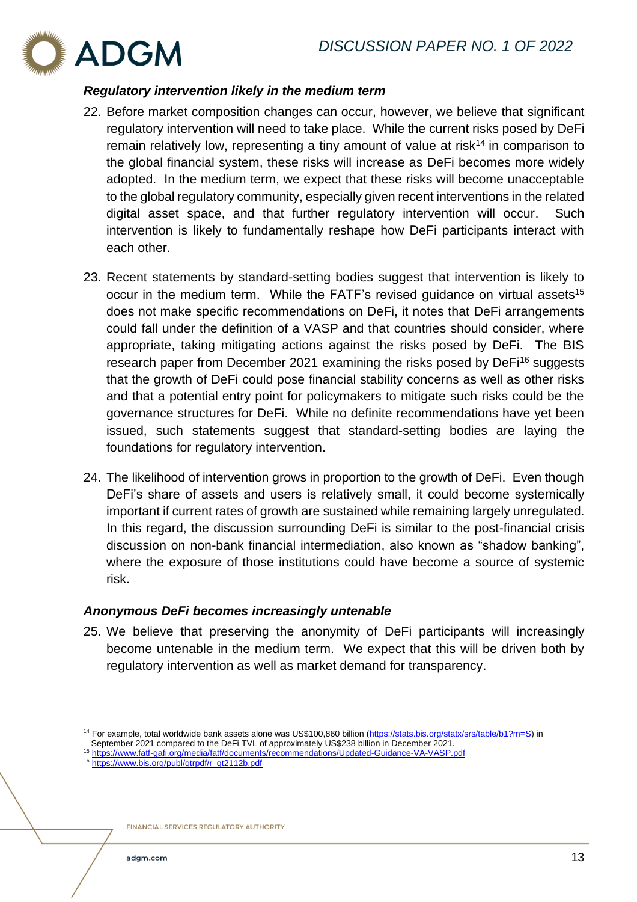### *Regulatory intervention likely in the medium term*

22. Before market composition changes can occur, however, we believe that significant regulatory intervention will need to take place. While the current risks posed by DeFi remain relatively low, representing a tiny amount of value at risk[14] in comparison to the global financial system, these risks will increase as DeFi becomes more widely adopted. In the medium term, we expect that these risks will become unacceptable to the global regulatory community, especially given recent interventions in the related digital asset space, and that further regulatory intervention will occur. Such intervention is likely to fundamentally reshape how DeFi participants interact with each other.

23. Recent statements by standard-setting bodies suggest that intervention is likely to occur in the medium term. While the FATF's revised guidance on virtual assets[15] does not make specific recommendations on DeFi, it notes that DeFi arrangements could fall under the definition of a VASP and that countries should consider, where appropriate, taking mitigating actions against the risks posed by DeFi. The BIS research paper from December 2021 examining the risks posed by DeFi[16] suggests that the growth of DeFi could pose financial stability concerns as well as other risks and that a potential entry point for policymakers to mitigate such risks could be the governance structures for DeFi. While no definite recommendations have yet been issued, such statements suggest that standard-setting bodies are laying the foundations for regulatory intervention.

24. The likelihood of intervention grows in proportion to the growth of DeFi. Even though DeFi's share of assets and users is relatively small, it could become systemically important if current rates of growth are sustained while remaining largely unregulated. In this regard, the discussion surrounding DeFi is similar to the post-financial crisis discussion on non-bank financial intermediation, also known as "shadow banking", where the exposure of those institutions could have become a source of systemic risk.

### *Anonymous DeFi becomes increasingly untenable*

25. We believe that preserving the anonymity of DeFi participants will increasingly become untenable in the medium term. We expect that this will be driven both by regulatory intervention as well as market demand for transparency.

---

[14] For example, total worldwide bank assets alone was US$100,860 billion (https://stats.bis.org/statx/srs/table/b1?m=S) in September 2021 compared to the DeFi TVL of approximately US$238 billion in December 2021.

[15] https://www.fatf-gafi.org/media/fatf/documents/recommendations/Updated-Guidance-VA-VASP.pdf

[16] https://www.bis.org/publ/qtrpdf/r_qt2112b.pdf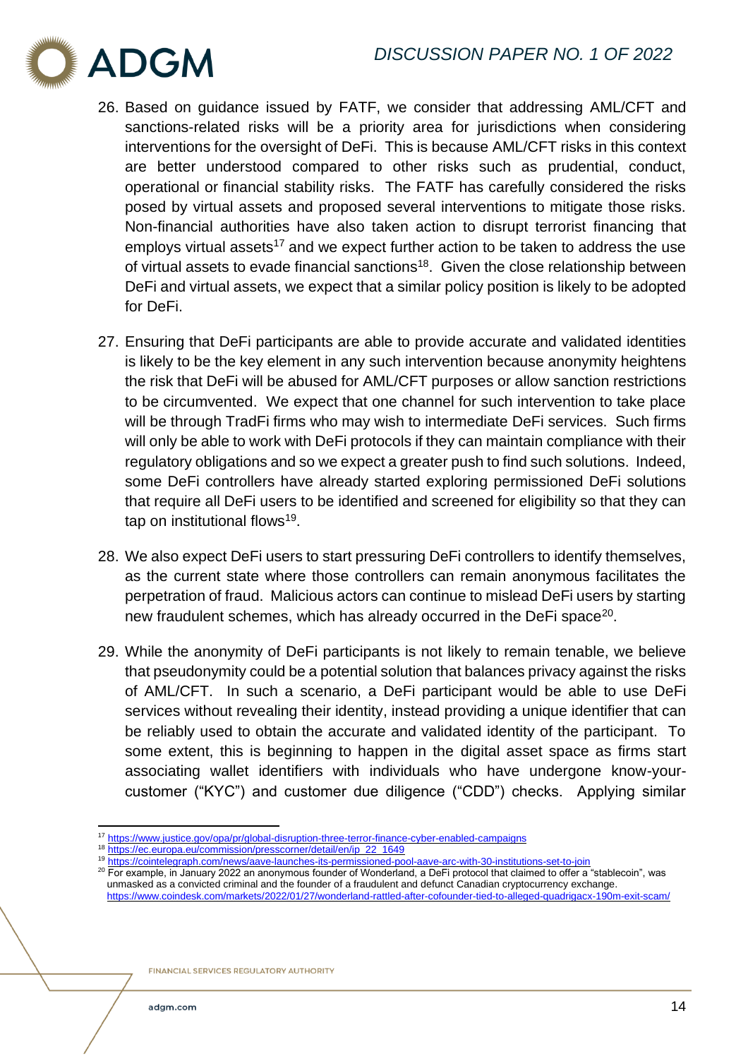26. Based on guidance issued by FATF, we consider that addressing AML/CFT and sanctions-related risks will be a priority area for jurisdictions when considering interventions for the oversight of DeFi. This is because AML/CFT risks in this context are better understood compared to other risks such as prudential, conduct, operational or financial stability risks. The FATF has carefully considered the risks posed by virtual assets and proposed several interventions to mitigate those risks. Non-financial authorities have also taken action to disrupt terrorist financing that employs virtual assets[17] and we expect further action to be taken to address the use of virtual assets to evade financial sanctions[18]. Given the close relationship between DeFi and virtual assets, we expect that a similar policy position is likely to be adopted for DeFi.

27. Ensuring that DeFi participants are able to provide accurate and validated identities is likely to be the key element in any such intervention because anonymity heightens the risk that DeFi will be abused for AML/CFT purposes or allow sanction restrictions to be circumvented. We expect that one channel for such intervention to take place will be through TradFi firms who may wish to intermediate DeFi services. Such firms will only be able to work with DeFi protocols if they can maintain compliance with their regulatory obligations and so we expect a greater push to find such solutions. Indeed, some DeFi controllers have already started exploring permissioned DeFi solutions that require all DeFi users to be identified and screened for eligibility so that they can tap on institutional flows[19].

28. We also expect DeFi users to start pressuring DeFi controllers to identify themselves, as the current state where those controllers can remain anonymous facilitates the perpetration of fraud. Malicious actors can continue to mislead DeFi users by starting new fraudulent schemes, which has already occurred in the DeFi space[20].

29. While the anonymity of DeFi participants is not likely to remain tenable, we believe that pseudonymity could be a potential solution that balances privacy against the risks of AML/CFT. In such a scenario, a DeFi participant would be able to use DeFi services without revealing their identity, instead providing a unique identifier that can be reliably used to obtain the accurate and validated identity of the participant. To some extent, this is beginning to happen in the digital asset space as firms start associating wallet identifiers with individuals who have undergone know-your-customer ("KYC") and customer due diligence ("CDD") checks. Applying similar

---

[17] https://www.justice.gov/opa/pr/global-disruption-three-terror-finance-cyber-enabled-campaigns

[18] https://ec.europa.eu/commission/presscorner/detail/en/ip_22_1649

[19] https://cointelegraph.com/news/aave-launches-its-permissioned-pool-aave-arc-with-30-institutions-set-to-join

[20] For example, in January 2022 an anonymous founder of Wonderland, a DeFi protocol that claimed to offer a "stablecoin", was unmasked as a convicted criminal and the founder of a fraudulent and defunct Canadian cryptocurrency exchange. https://www.coindesk.com/markets/2022/01/27/wonderland-rattled-after-cofounder-tied-to-alleged-quadrigacx-190m-exit-scam/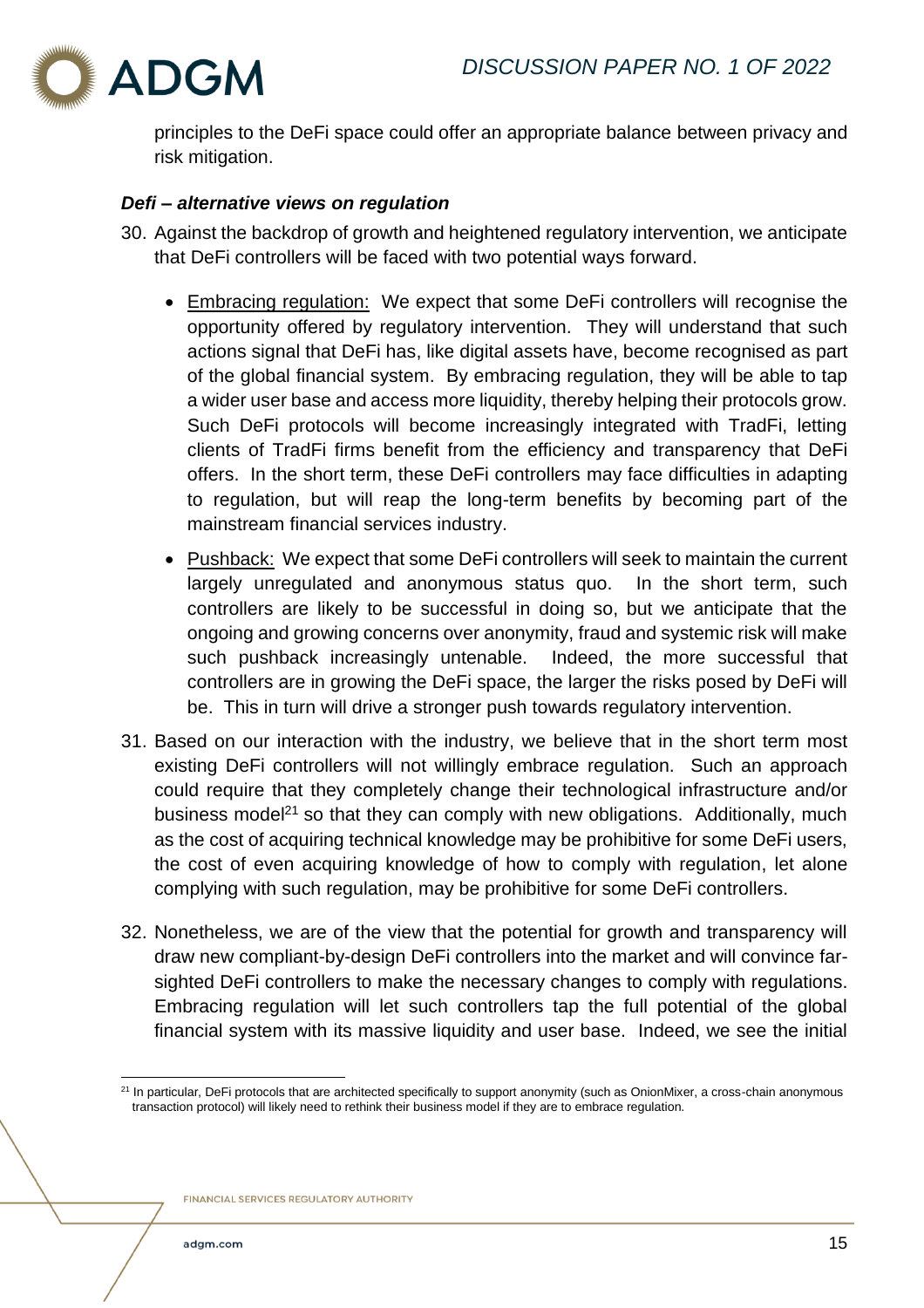principles to the DeFi space could offer an appropriate balance between privacy and risk mitigation.

### *Defi – alternative views on regulation*

30. Against the backdrop of growth and heightened regulatory intervention, we anticipate that DeFi controllers will be faced with two potential ways forward.

    - Embracing regulation: We expect that some DeFi controllers will recognise the opportunity offered by regulatory intervention. They will understand that such actions signal that DeFi has, like digital assets have, become recognised as part of the global financial system. By embracing regulation, they will be able to tap a wider user base and access more liquidity, thereby helping their protocols grow. Such DeFi protocols will become increasingly integrated with TradFi, letting clients of TradFi firms benefit from the efficiency and transparency that DeFi offers. In the short term, these DeFi controllers may face difficulties in adapting to regulation, but will reap the long-term benefits by becoming part of the mainstream financial services industry.

    - Pushback: We expect that some DeFi controllers will seek to maintain the current largely unregulated and anonymous status quo. In the short term, such controllers are likely to be successful in doing so, but we anticipate that the ongoing and growing concerns over anonymity, fraud and systemic risk will make such pushback increasingly untenable. Indeed, the more successful that controllers are in growing the DeFi space, the larger the risks posed by DeFi will be. This in turn will drive a stronger push towards regulatory intervention.

31. Based on our interaction with the industry, we believe that in the short term most existing DeFi controllers will not willingly embrace regulation. Such an approach could require that they completely change their technological infrastructure and/or business model[21] so that they can comply with new obligations. Additionally, much as the cost of acquiring technical knowledge may be prohibitive for some DeFi users, the cost of even acquiring knowledge of how to comply with regulation, let alone complying with such regulation, may be prohibitive for some DeFi controllers.

32. Nonetheless, we are of the view that the potential for growth and transparency will draw new compliant-by-design DeFi controllers into the market and will convince far-sighted DeFi controllers to make the necessary changes to comply with regulations. Embracing regulation will let such controllers tap the full potential of the global financial system with its massive liquidity and user base. Indeed, we see the initial

---

[21] In particular, DeFi protocols that are architected specifically to support anonymity (such as OnionMixer, a cross-chain anonymous transaction protocol) will likely need to rethink their business model if they are to embrace regulation.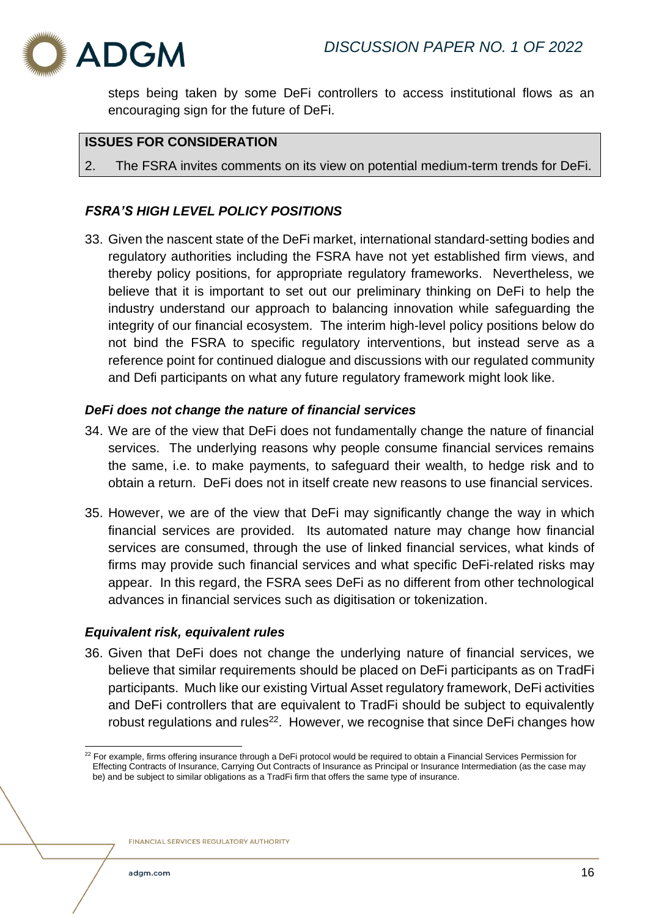steps being taken by some DeFi controllers to access institutional flows as an encouraging sign for the future of DeFi.

| **ISSUES FOR CONSIDERATION** |
| --- |
| 2. The FSRA invites comments on its view on potential medium-term trends for DeFi. |

### ***FSRA'S HIGH LEVEL POLICY POSITIONS***

33. Given the nascent state of the DeFi market, international standard-setting bodies and regulatory authorities including the FSRA have not yet established firm views, and thereby policy positions, for appropriate regulatory frameworks. Nevertheless, we believe that it is important to set out our preliminary thinking on DeFi to help the industry understand our approach to balancing innovation while safeguarding the integrity of our financial ecosystem. The interim high-level policy positions below do not bind the FSRA to specific regulatory interventions, but instead serve as a reference point for continued dialogue and discussions with our regulated community and Defi participants on what any future regulatory framework might look like.

#### ***DeFi does not change the nature of financial services***

34. We are of the view that DeFi does not fundamentally change the nature of financial services. The underlying reasons why people consume financial services remains the same, i.e. to make payments, to safeguard their wealth, to hedge risk and to obtain a return. DeFi does not in itself create new reasons to use financial services.

35. However, we are of the view that DeFi may significantly change the way in which financial services are provided. Its automated nature may change how financial services are consumed, through the use of linked financial services, what kinds of firms may provide such financial services and what specific DeFi-related risks may appear. In this regard, the FSRA sees DeFi as no different from other technological advances in financial services such as digitisation or tokenization.

#### ***Equivalent risk, equivalent rules***

36. Given that DeFi does not change the underlying nature of financial services, we believe that similar requirements should be placed on DeFi participants as on TradFi participants. Much like our existing Virtual Asset regulatory framework, DeFi activities and DeFi controllers that are equivalent to TradFi should be subject to equivalently robust regulations and rules[22]. However, we recognise that since DeFi changes how

[22] For example, firms offering insurance through a DeFi protocol would be required to obtain a Financial Services Permission for Effecting Contracts of Insurance, Carrying Out Contracts of Insurance as Principal or Insurance Intermediation (as the case may be) and be subject to similar obligations as a TradFi firm that offers the same type of insurance.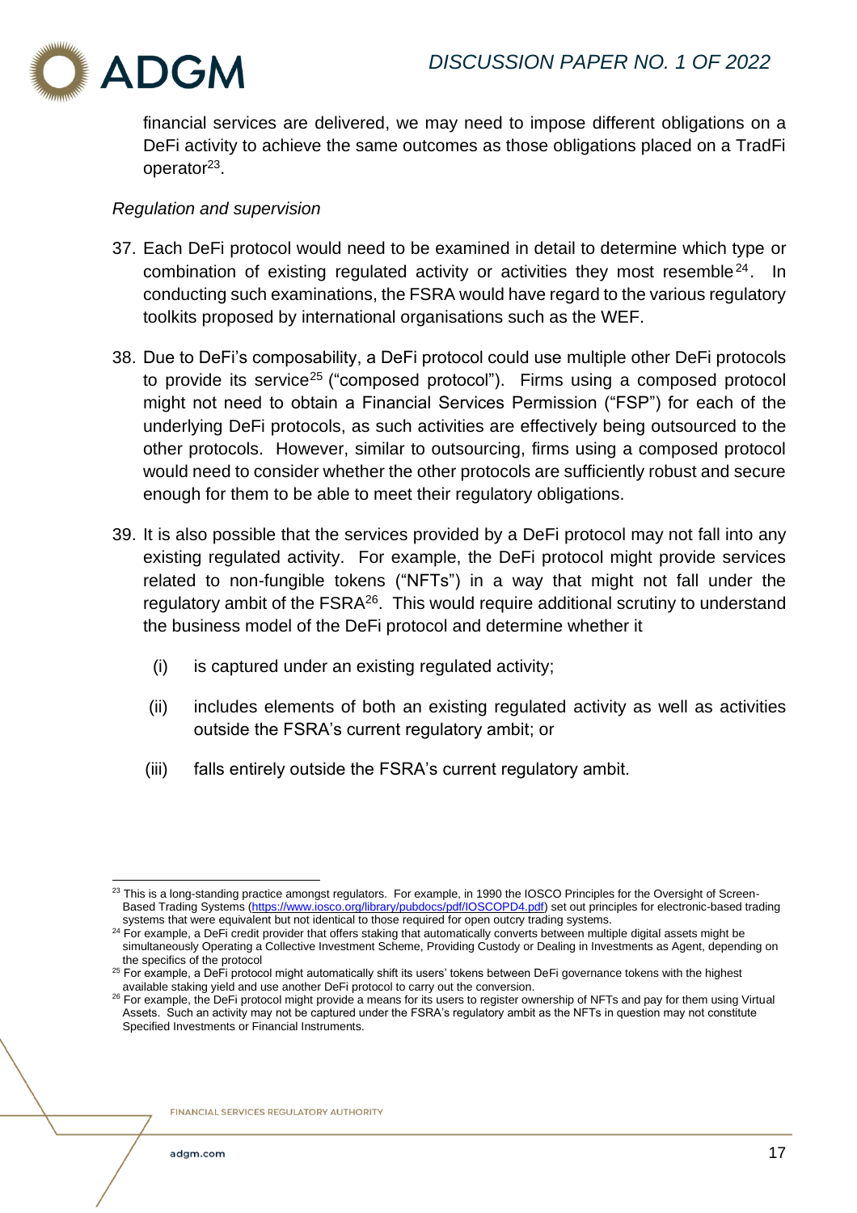financial services are delivered, we may need to impose different obligations on a DeFi activity to achieve the same outcomes as those obligations placed on a TradFi operator[23].

*Regulation and supervision*

37. Each DeFi protocol would need to be examined in detail to determine which type or combination of existing regulated activity or activities they most resemble[24]. In conducting such examinations, the FSRA would have regard to the various regulatory toolkits proposed by international organisations such as the WEF.

38. Due to DeFi's composability, a DeFi protocol could use multiple other DeFi protocols to provide its service[25] ("composed protocol"). Firms using a composed protocol might not need to obtain a Financial Services Permission ("FSP") for each of the underlying DeFi protocols, as such activities are effectively being outsourced to the other protocols. However, similar to outsourcing, firms using a composed protocol would need to consider whether the other protocols are sufficiently robust and secure enough for them to be able to meet their regulatory obligations.

39. It is also possible that the services provided by a DeFi protocol may not fall into any existing regulated activity. For example, the DeFi protocol might provide services related to non-fungible tokens ("NFTs") in a way that might not fall under the regulatory ambit of the FSRA[26]. This would require additional scrutiny to understand the business model of the DeFi protocol and determine whether it

    (i) is captured under an existing regulated activity;

    (ii) includes elements of both an existing regulated activity as well as activities outside the FSRA's current regulatory ambit; or

    (iii) falls entirely outside the FSRA's current regulatory ambit.

---

[23] This is a long-standing practice amongst regulators. For example, in 1990 the IOSCO Principles for the Oversight of Screen-Based Trading Systems (https://www.iosco.org/library/pubdocs/pdf/IOSCOPD4.pdf) set out principles for electronic-based trading systems that were equivalent but not identical to those required for open outcry trading systems.

[24] For example, a DeFi credit provider that offers staking that automatically converts between multiple digital assets might be simultaneously Operating a Collective Investment Scheme, Providing Custody or Dealing in Investments as Agent, depending on the specifics of the protocol

[25] For example, a DeFi protocol might automatically shift its users' tokens between DeFi governance tokens with the highest available staking yield and use another DeFi protocol to carry out the conversion.

[26] For example, the DeFi protocol might provide a means for its users to register ownership of NFTs and pay for them using Virtual Assets. Such an activity may not be captured under the FSRA's regulatory ambit as the NFTs in question may not constitute Specified Investments or Financial Instruments.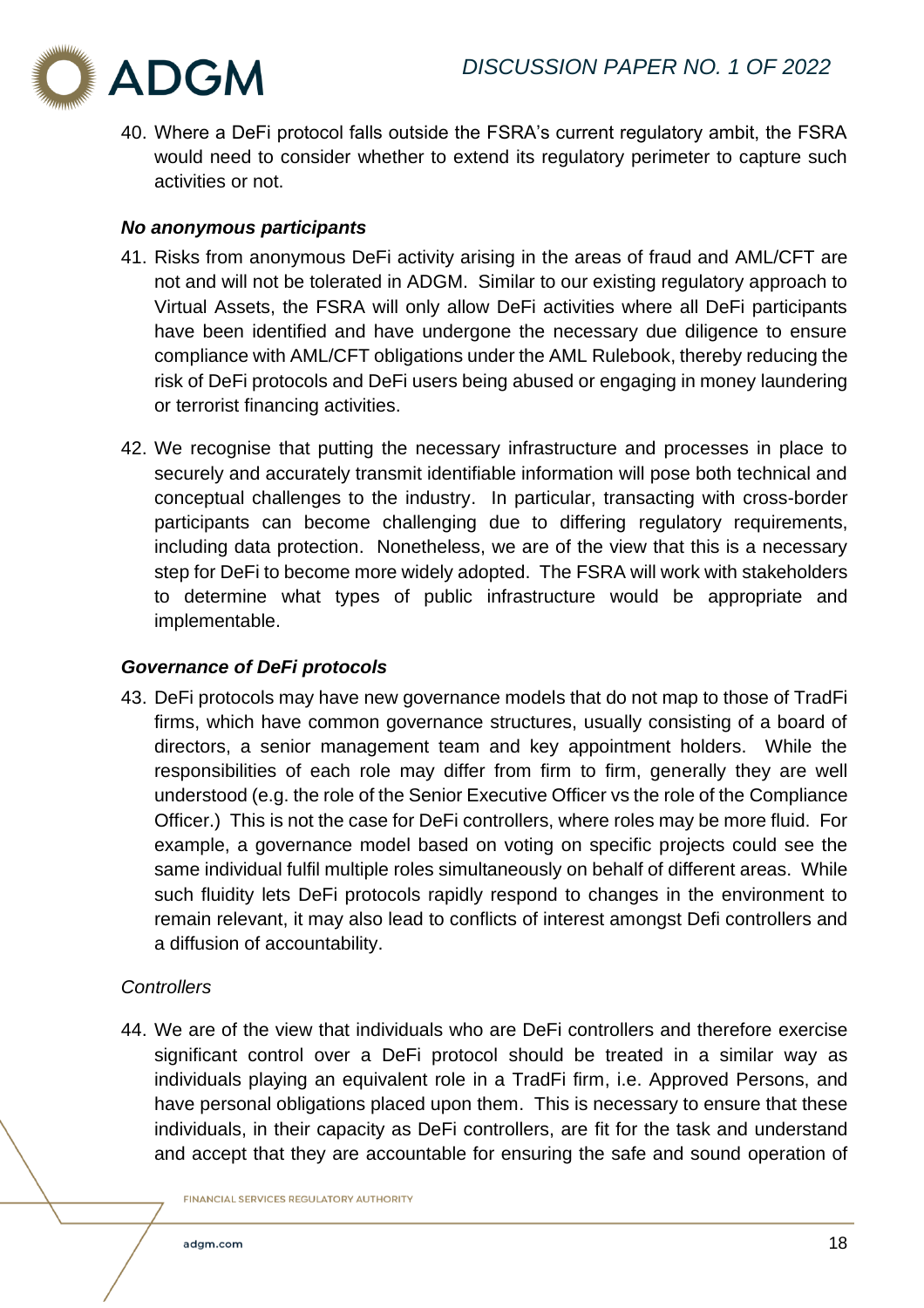40. Where a DeFi protocol falls outside the FSRA's current regulatory ambit, the FSRA would need to consider whether to extend its regulatory perimeter to capture such activities or not.

***No anonymous participants***

41. Risks from anonymous DeFi activity arising in the areas of fraud and AML/CFT are not and will not be tolerated in ADGM. Similar to our existing regulatory approach to Virtual Assets, the FSRA will only allow DeFi activities where all DeFi participants have been identified and have undergone the necessary due diligence to ensure compliance with AML/CFT obligations under the AML Rulebook, thereby reducing the risk of DeFi protocols and DeFi users being abused or engaging in money laundering or terrorist financing activities.

42. We recognise that putting the necessary infrastructure and processes in place to securely and accurately transmit identifiable information will pose both technical and conceptual challenges to the industry. In particular, transacting with cross-border participants can become challenging due to differing regulatory requirements, including data protection. Nonetheless, we are of the view that this is a necessary step for DeFi to become more widely adopted. The FSRA will work with stakeholders to determine what types of public infrastructure would be appropriate and implementable.

***Governance of DeFi protocols***

43. DeFi protocols may have new governance models that do not map to those of TradFi firms, which have common governance structures, usually consisting of a board of directors, a senior management team and key appointment holders. While the responsibilities of each role may differ from firm to firm, generally they are well understood (e.g. the role of the Senior Executive Officer vs the role of the Compliance Officer.) This is not the case for DeFi controllers, where roles may be more fluid. For example, a governance model based on voting on specific projects could see the same individual fulfil multiple roles simultaneously on behalf of different areas. While such fluidity lets DeFi protocols rapidly respond to changes in the environment to remain relevant, it may also lead to conflicts of interest amongst Defi controllers and a diffusion of accountability.

*Controllers*

44. We are of the view that individuals who are DeFi controllers and therefore exercise significant control over a DeFi protocol should be treated in a similar way as individuals playing an equivalent role in a TradFi firm, i.e. Approved Persons, and have personal obligations placed upon them. This is necessary to ensure that these individuals, in their capacity as DeFi controllers, are fit for the task and understand and accept that they are accountable for ensuring the safe and sound operation of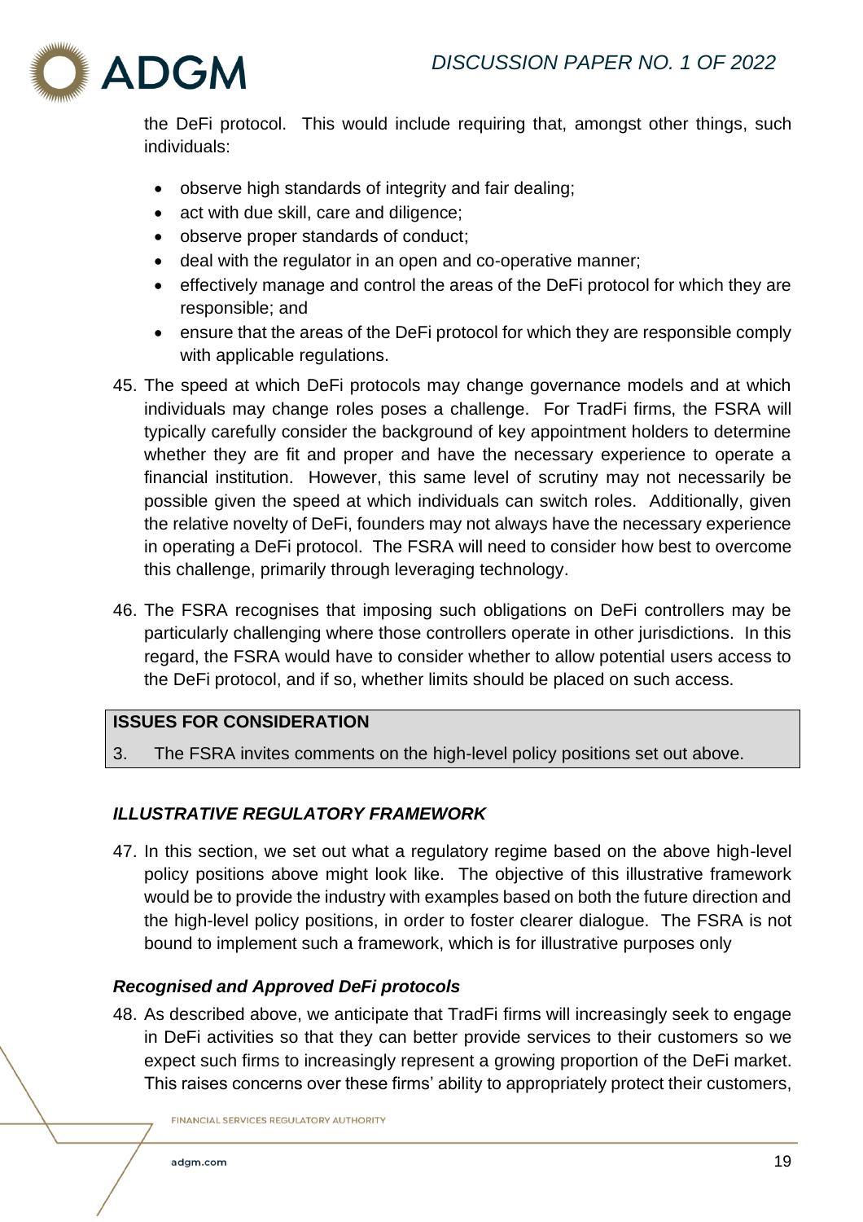the DeFi protocol. This would include requiring that, amongst other things, such individuals:

- observe high standards of integrity and fair dealing;
- act with due skill, care and diligence;
- observe proper standards of conduct;
- deal with the regulator in an open and co-operative manner;
- effectively manage and control the areas of the DeFi protocol for which they are responsible; and
- ensure that the areas of the DeFi protocol for which they are responsible comply with applicable regulations.

45. The speed at which DeFi protocols may change governance models and at which individuals may change roles poses a challenge. For TradFi firms, the FSRA will typically carefully consider the background of key appointment holders to determine whether they are fit and proper and have the necessary experience to operate a financial institution. However, this same level of scrutiny may not necessarily be possible given the speed at which individuals can switch roles. Additionally, given the relative novelty of DeFi, founders may not always have the necessary experience in operating a DeFi protocol. The FSRA will need to consider how best to overcome this challenge, primarily through leveraging technology.

46. The FSRA recognises that imposing such obligations on DeFi controllers may be particularly challenging where those controllers operate in other jurisdictions. In this regard, the FSRA would have to consider whether to allow potential users access to the DeFi protocol, and if so, whether limits should be placed on such access.

| **ISSUES FOR CONSIDERATION** |
|---|
| 3. The FSRA invites comments on the high-level policy positions set out above. |

### *ILLUSTRATIVE REGULATORY FRAMEWORK*

47. In this section, we set out what a regulatory regime based on the above high-level policy positions above might look like. The objective of this illustrative framework would be to provide the industry with examples based on both the future direction and the high-level policy positions, in order to foster clearer dialogue. The FSRA is not bound to implement such a framework, which is for illustrative purposes only

#### *Recognised and Approved DeFi protocols*

48. As described above, we anticipate that TradFi firms will increasingly seek to engage in DeFi activities so that they can better provide services to their customers so we expect such firms to increasingly represent a growing proportion of the DeFi market. This raises concerns over these firms' ability to appropriately protect their customers,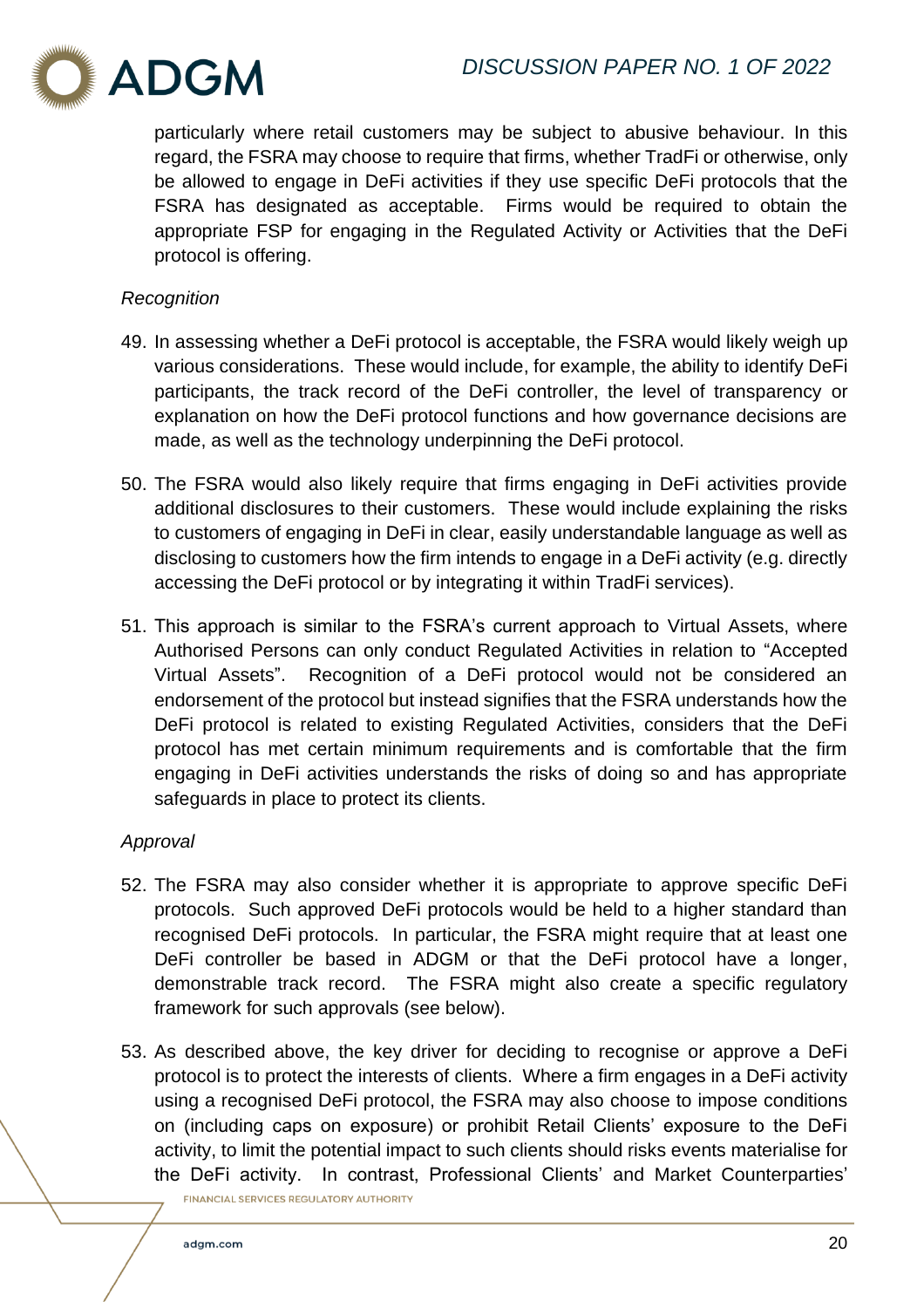particularly where retail customers may be subject to abusive behaviour. In this regard, the FSRA may choose to require that firms, whether TradFi or otherwise, only be allowed to engage in DeFi activities if they use specific DeFi protocols that the FSRA has designated as acceptable. Firms would be required to obtain the appropriate FSP for engaging in the Regulated Activity or Activities that the DeFi protocol is offering.

*Recognition*

49. In assessing whether a DeFi protocol is acceptable, the FSRA would likely weigh up various considerations. These would include, for example, the ability to identify DeFi participants, the track record of the DeFi controller, the level of transparency or explanation on how the DeFi protocol functions and how governance decisions are made, as well as the technology underpinning the DeFi protocol.

50. The FSRA would also likely require that firms engaging in DeFi activities provide additional disclosures to their customers. These would include explaining the risks to customers of engaging in DeFi in clear, easily understandable language as well as disclosing to customers how the firm intends to engage in a DeFi activity (e.g. directly accessing the DeFi protocol or by integrating it within TradFi services).

51. This approach is similar to the FSRA's current approach to Virtual Assets, where Authorised Persons can only conduct Regulated Activities in relation to "Accepted Virtual Assets". Recognition of a DeFi protocol would not be considered an endorsement of the protocol but instead signifies that the FSRA understands how the DeFi protocol is related to existing Regulated Activities, considers that the DeFi protocol has met certain minimum requirements and is comfortable that the firm engaging in DeFi activities understands the risks of doing so and has appropriate safeguards in place to protect its clients.

*Approval*

52. The FSRA may also consider whether it is appropriate to approve specific DeFi protocols. Such approved DeFi protocols would be held to a higher standard than recognised DeFi protocols. In particular, the FSRA might require that at least one DeFi controller be based in ADGM or that the DeFi protocol have a longer, demonstrable track record. The FSRA might also create a specific regulatory framework for such approvals (see below).

53. As described above, the key driver for deciding to recognise or approve a DeFi protocol is to protect the interests of clients. Where a firm engages in a DeFi activity using a recognised DeFi protocol, the FSRA may also choose to impose conditions on (including caps on exposure) or prohibit Retail Clients' exposure to the DeFi activity, to limit the potential impact to such clients should risks events materialise for the DeFi activity. In contrast, Professional Clients' and Market Counterparties'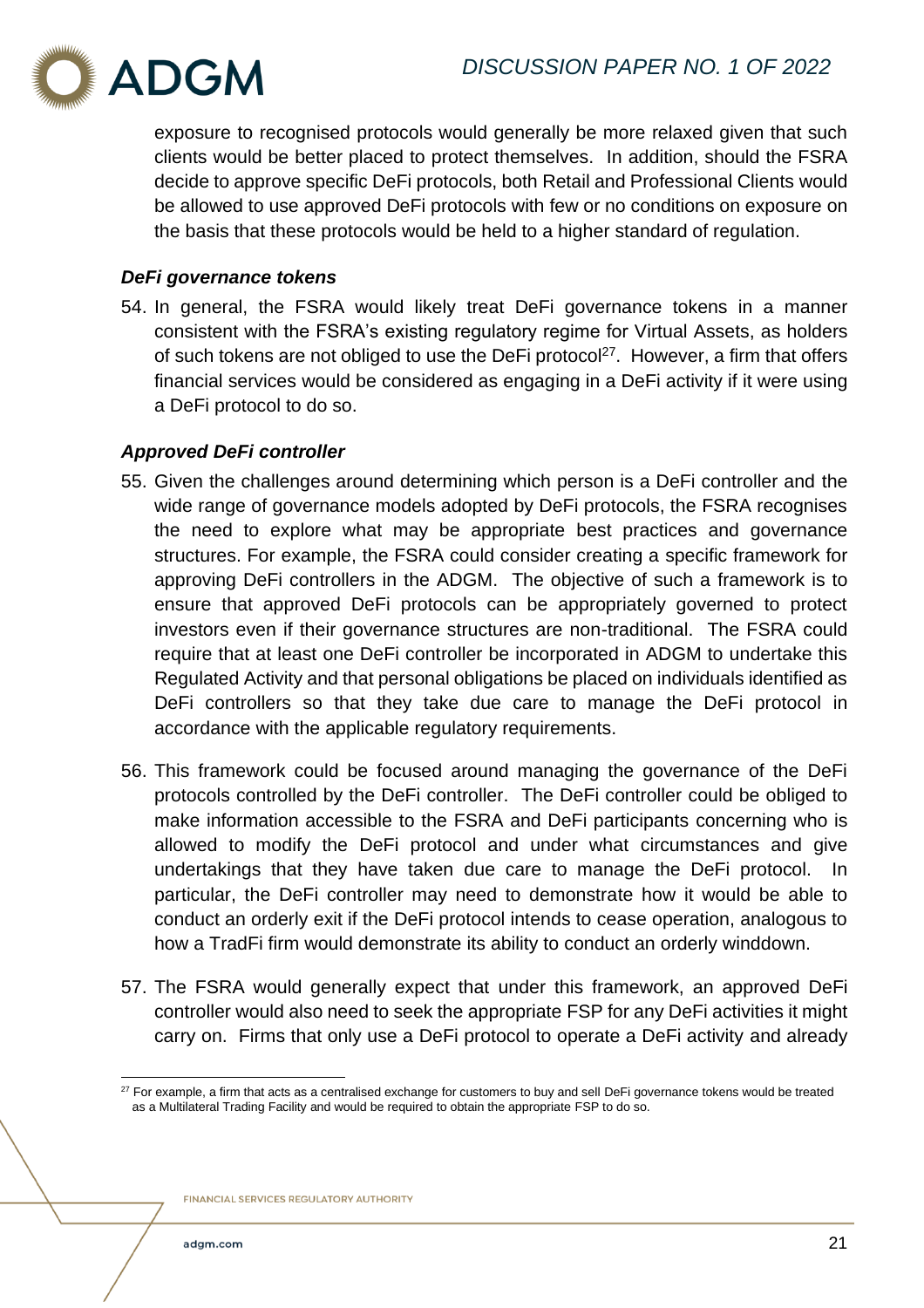exposure to recognised protocols would generally be more relaxed given that such clients would be better placed to protect themselves. In addition, should the FSRA decide to approve specific DeFi protocols, both Retail and Professional Clients would be allowed to use approved DeFi protocols with few or no conditions on exposure on the basis that these protocols would be held to a higher standard of regulation.

### *DeFi governance tokens*

54. In general, the FSRA would likely treat DeFi governance tokens in a manner consistent with the FSRA's existing regulatory regime for Virtual Assets, as holders of such tokens are not obliged to use the DeFi protocol[27]. However, a firm that offers financial services would be considered as engaging in a DeFi activity if it were using a DeFi protocol to do so.

### *Approved DeFi controller*

55. Given the challenges around determining which person is a DeFi controller and the wide range of governance models adopted by DeFi protocols, the FSRA recognises the need to explore what may be appropriate best practices and governance structures. For example, the FSRA could consider creating a specific framework for approving DeFi controllers in the ADGM. The objective of such a framework is to ensure that approved DeFi protocols can be appropriately governed to protect investors even if their governance structures are non-traditional. The FSRA could require that at least one DeFi controller be incorporated in ADGM to undertake this Regulated Activity and that personal obligations be placed on individuals identified as DeFi controllers so that they take due care to manage the DeFi protocol in accordance with the applicable regulatory requirements.

56. This framework could be focused around managing the governance of the DeFi protocols controlled by the DeFi controller. The DeFi controller could be obliged to make information accessible to the FSRA and DeFi participants concerning who is allowed to modify the DeFi protocol and under what circumstances and give undertakings that they have taken due care to manage the DeFi protocol. In particular, the DeFi controller may need to demonstrate how it would be able to conduct an orderly exit if the DeFi protocol intends to cease operation, analogous to how a TradFi firm would demonstrate its ability to conduct an orderly winddown.

57. The FSRA would generally expect that under this framework, an approved DeFi controller would also need to seek the appropriate FSP for any DeFi activities it might carry on. Firms that only use a DeFi protocol to operate a DeFi activity and already

---

[27] For example, a firm that acts as a centralised exchange for customers to buy and sell DeFi governance tokens would be treated as a Multilateral Trading Facility and would be required to obtain the appropriate FSP to do so.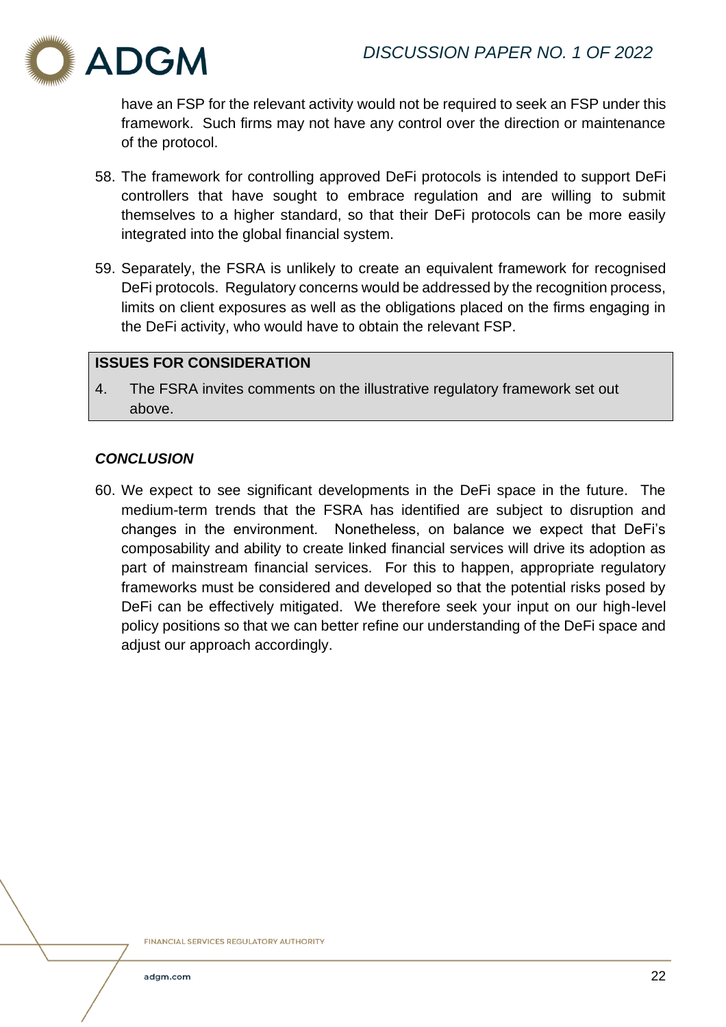have an FSP for the relevant activity would not be required to seek an FSP under this framework. Such firms may not have any control over the direction or maintenance of the protocol.

58. The framework for controlling approved DeFi protocols is intended to support DeFi controllers that have sought to embrace regulation and are willing to submit themselves to a higher standard, so that their DeFi protocols can be more easily integrated into the global financial system.

59. Separately, the FSRA is unlikely to create an equivalent framework for recognised DeFi protocols. Regulatory concerns would be addressed by the recognition process, limits on client exposures as well as the obligations placed on the firms engaging in the DeFi activity, who would have to obtain the relevant FSP.

**ISSUES FOR CONSIDERATION**

4. The FSRA invites comments on the illustrative regulatory framework set out above.

***CONCLUSION***

60. We expect to see significant developments in the DeFi space in the future. The medium-term trends that the FSRA has identified are subject to disruption and changes in the environment. Nonetheless, on balance we expect that DeFi's composability and ability to create linked financial services will drive its adoption as part of mainstream financial services. For this to happen, appropriate regulatory frameworks must be considered and developed so that the potential risks posed by DeFi can be effectively mitigated. We therefore seek your input on our high-level policy positions so that we can better refine our understanding of the DeFi space and adjust our approach accordingly.